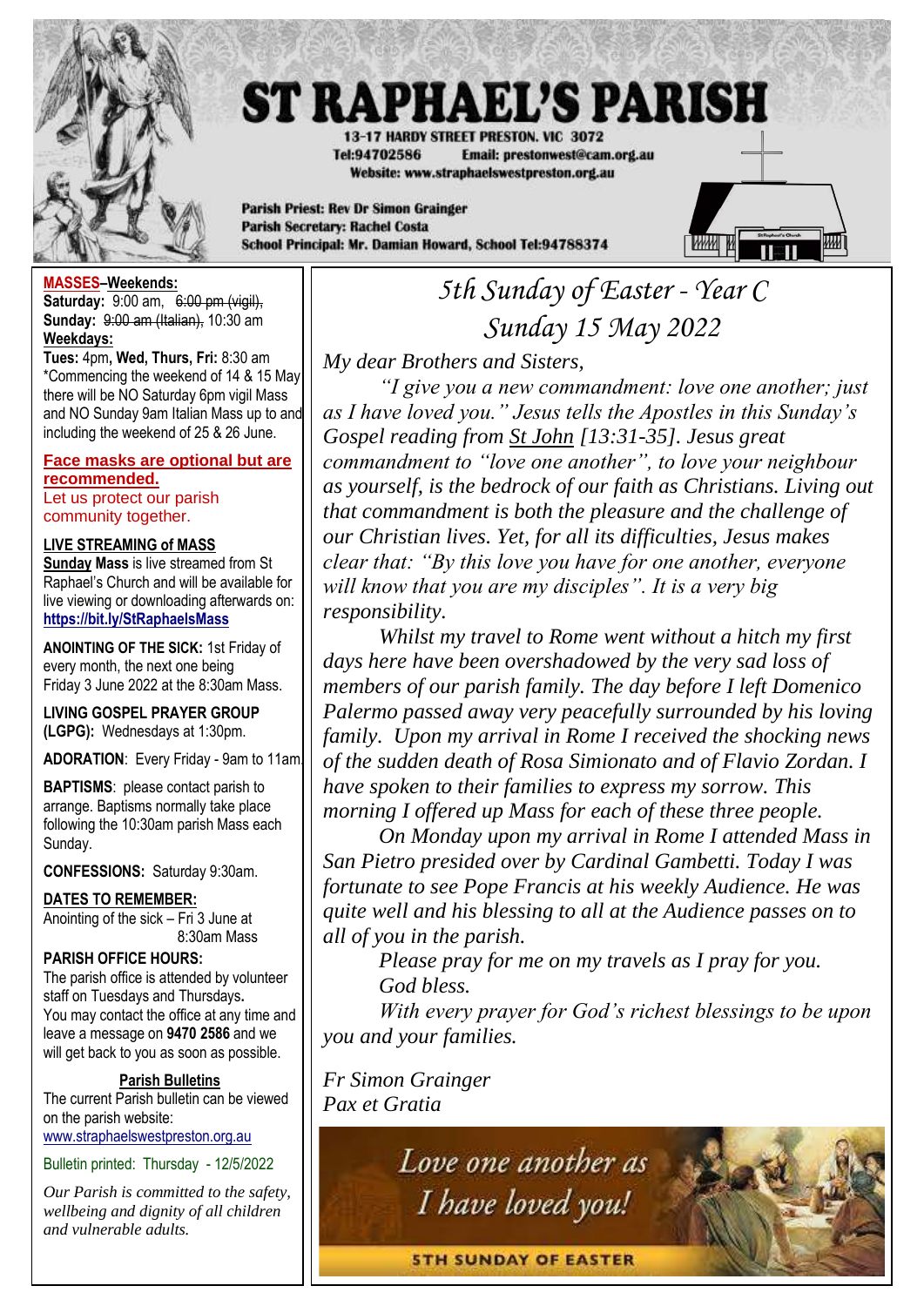# ST RAPHAEL'S PARISH

**13-17 HARDY STREET PRESTON. VIC 3072**
**Tel:94702586 Email: prestonwest@cam.org.au**
**Website: www.straphaelswestpreston.org.au**

**Parish Priest: Rev Dr Simon Grainger**
**Parish Secretary: Rachel Costa**
**School Principal: Mr. Damian Howard, School Tel:94788374**

**MASSES–Weekends:**
**Saturday:** 9:00 am, ~~6:00 pm (vigil),~~
**Sunday:** ~~9:00 am (Italian),~~ 10:30 am
**Weekdays:**
**Tues:** 4pm, **Wed, Thurs, Fri:** 8:30 am
*Commencing the weekend of 14 & 15 May there will be NO Saturday 6pm vigil Mass and NO Sunday 9am Italian Mass up to and including the weekend of 25 & 26 June.

**Face masks are optional but are recommended.**
Let us protect our parish community together.

**LIVE STREAMING of MASS**
**Sunday Mass** is live streamed from St Raphael's Church and will be available for live viewing or downloading afterwards on: **https://bit.ly/StRaphaelsMass**

**ANOINTING OF THE SICK:** 1st Friday of every month, the next one being Friday 3 June 2022 at the 8:30am Mass.

**LIVING GOSPEL PRAYER GROUP (LGPG):** Wednesdays at 1:30pm.

**ADORATION**: Every Friday - 9am to 11am.

**BAPTISMS**: please contact parish to arrange. Baptisms normally take place following the 10:30am parish Mass each Sunday.

**CONFESSIONS:** Saturday 9:30am.

**DATES TO REMEMBER:**
Anointing of the sick – Fri 3 June at 8:30am Mass

**PARISH OFFICE HOURS:**
The parish office is attended by volunteer staff on Tuesdays and Thursdays.
You may contact the office at any time and leave a message on **9470 2586** and we will get back to you as soon as possible.

**Parish Bulletins**
The current Parish bulletin can be viewed on the parish website:
www.straphaelswestpreston.org.au

Bulletin printed: Thursday - 12/5/2022

*Our Parish is committed to the safety, wellbeing and dignity of all children and vulnerable adults.*

## *5th Sunday of Easter - Year C*
## *Sunday 15 May 2022*

*My dear Brothers and Sisters,*

*"I give you a new commandment: love one another; just as I have loved you." Jesus tells the Apostles in this Sunday's Gospel reading from St John [13:31-35]. Jesus great commandment to "love one another", to love your neighbour as yourself, is the bedrock of our faith as Christians. Living out that commandment is both the pleasure and the challenge of our Christian lives. Yet, for all its difficulties, Jesus makes clear that: "By this love you have for one another, everyone will know that you are my disciples". It is a very big responsibility.*

*Whilst my travel to Rome went without a hitch my first days here have been overshadowed by the very sad loss of members of our parish family. The day before I left Domenico Palermo passed away very peacefully surrounded by his loving family. Upon my arrival in Rome I received the shocking news of the sudden death of Rosa Simionato and of Flavio Zordan. I have spoken to their families to express my sorrow. This morning I offered up Mass for each of these three people.*

*On Monday upon my arrival in Rome I attended Mass in San Pietro presided over by Cardinal Gambetti. Today I was fortunate to see Pope Francis at his weekly Audience. He was quite well and his blessing to all at the Audience passes on to all of you in the parish.*

*Please pray for me on my travels as I pray for you.*
*God bless.*

*With every prayer for God's richest blessings to be upon you and your families.*

*Fr Simon Grainger*
*Pax et Gratia*

*Love one another as I have loved you!*

**5TH SUNDAY OF EASTER**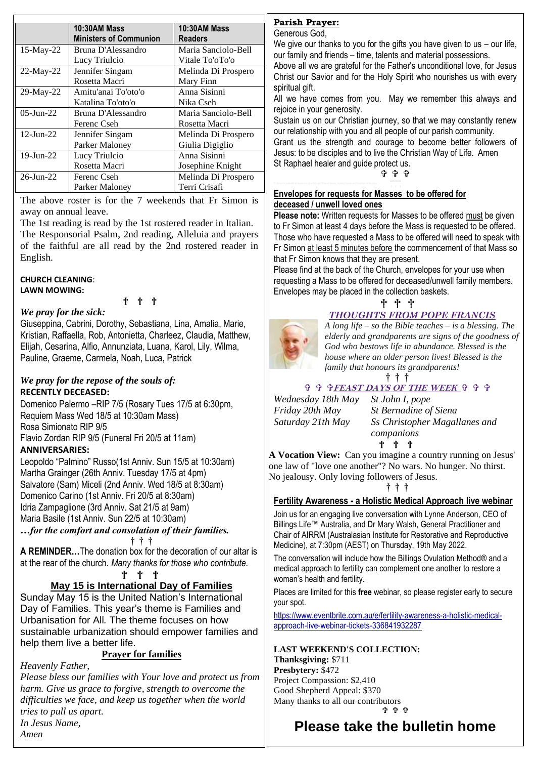| | 10:30AM Mass Ministers of Communion | 10:30AM Mass Readers |
|---|---|---|
| 15-May-22 | Bruna D'Alessandro<br>Lucy Triulcio | Maria Sanciolo-Bell<br>Vitale To'oTo'o |
| 22-May-22 | Jennifer Singam<br>Rosetta Macri | Melinda Di Prospero<br>Mary Finn |
| 29-May-22 | Amitu'anai To'oto'o<br>Katalina To'oto'o | Anna Sisinni<br>Nika Cseh |
| 05-Jun-22 | Bruna D'Alessandro<br>Ferenc Cseh | Maria Sanciolo-Bell<br>Rosetta Macri |
| 12-Jun-22 | Jennifer Singam<br>Parker Maloney | Melinda Di Prospero<br>Giulia Digiglio |
| 19-Jun-22 | Lucy Triulcio<br>Rosetta Macri | Anna Sisinni<br>Josephine Knight |
| 26-Jun-22 | Ferenc Cseh<br>Parker Maloney | Melinda Di Prospero<br>Terri Crisafi |

The above roster is for the 7 weekends that Fr Simon is away on annual leave.

The 1st reading is read by the 1st rostered reader in Italian. The Responsorial Psalm, 2nd reading, Alleluia and prayers of the faithful are all read by the 2nd rostered reader in English.

**CHURCH CLEANING**:
**LAWN MOWING:**

† † †

***We pray for the sick:***

Giuseppina, Cabrini, Dorothy, Sebastiana, Lina, Amalia, Marie, Kristian, Raffaella, Rob, Antonietta, Charleez, Claudia, Matthew, Elijah, Cesarina, Alfio, Annunziata, Luana, Karol, Lily, Wilma, Pauline, Graeme, Carmela, Noah, Luca, Patrick

***We pray for the repose of the souls of:***
**RECENTLY DECEASED:**

Domenico Palermo –RIP 7/5 (Rosary Tues 17/5 at 6:30pm, Requiem Mass Wed 18/5 at 10:30am Mass)
Rosa Simionato RIP 9/5
Flavio Zordan RIP 9/5 (Funeral Fri 20/5 at 11am)

**ANNIVERSARIES:**

Leopoldo "Palmino" Russo(1st Anniv. Sun 15/5 at 10:30am)
Martha Grainger (26th Anniv. Tuesday 17/5 at 4pm)
Salvatore (Sam) Miceli (2nd Anniv. Wed 18/5 at 8:30am)
Domenico Carino (1st Anniv. Fri 20/5 at 8:30am)
Idria Zampaglione (3rd Anniv. Sat 21/5 at 9am)
Maria Basile (1st Anniv. Sun 22/5 at 10:30am)

***…for the comfort and consolation of their families.***

† † †

**A REMINDER…**The donation box for the decoration of our altar is at the rear of the church. *Many thanks for those who contribute.*

† † †

## May 15 is International Day of Families

Sunday May 15 is the United Nation's International Day of Families. This year's theme is Families and Urbanisation for All. The theme focuses on how sustainable urbanization should empower families and help them live a better life.

**Prayer for families**

*Heavenly Father,*
*Please bless our families with Your love and protect us from harm. Give us grace to forgive, strength to overcome the difficulties we face, and keep us together when the world tries to pull us apart.*
*In Jesus Name,*
*Amen*

**Parish Prayer:**

Generous God,
We give our thanks to you for the gifts you have given to us – our life, our family and friends – time, talents and material possessions.
Above all we are grateful for the Father's unconditional love, for Jesus Christ our Savior and for the Holy Spirit who nourishes us with every spiritual gift.
All we have comes from you. May we remember this always and rejoice in your generosity.
Sustain us on our Christian journey, so that we may constantly renew our relationship with you and all people of our parish community.
Grant us the strength and courage to become better followers of Jesus: to be disciples and to live the Christian Way of Life. Amen
St Raphael healer and guide protect us.

✞ ✞ ✞

**Envelopes for requests for Masses to be offered for deceased / unwell loved ones**

**Please note:** Written requests for Masses to be offered must be given to Fr Simon at least 4 days before the Mass is requested to be offered. Those who have requested a Mass to be offered will need to speak with Fr Simon at least 5 minutes before the commencement of that Mass so that Fr Simon knows that they are present.
Please find at the back of the Church, envelopes for your use when requesting a Mass to be offered for deceased/unwell family members. Envelopes may be placed in the collection baskets.

† † †

***THOUGHTS FROM POPE FRANCIS***

*A long life – so the Bible teaches – is a blessing. The elderly and grandparents are signs of the goodness of God who bestows life in abundance. Blessed is the house where an older person lives! Blessed is the family that honours its grandparents!*

† † †

✞ ✞ ✞ ***FEAST DAYS OF THE WEEK*** ✞ ✞ ✞

| | |
|---|---|
| *Wednesday 18th May* | *St John I, pope* |
| *Friday 20th May* | *St Bernadine of Siena* |
| *Saturday 21th May* | *Ss Christopher Magallanes and companions* |

† † †

**A Vocation View:** Can you imagine a country running on Jesus' one law of "love one another"? No wars. No hunger. No thirst. No jealousy. Only loving followers of Jesus.

† † †

**Fertility Awareness - a Holistic Medical Approach live webinar**

Join us for an engaging live conversation with Lynne Anderson, CEO of Billings Life™ Australia, and Dr Mary Walsh, General Practitioner and Chair of AIRRM (Australasian Institute for Restorative and Reproductive Medicine), at 7:30pm (AEST) on Thursday, 19th May 2022.

The conversation will include how the Billings Ovulation Method® and a medical approach to fertility can complement one another to restore a woman's health and fertility.

Places are limited for this **free** webinar, so please register early to secure your spot.

https://www.eventbrite.com.au/e/fertility-awareness-a-holistic-medical-approach-live-webinar-tickets-336841932287

**LAST WEEKEND'S COLLECTION:**
**Thanksgiving:** $711
**Presbytery:** $472
Project Compassion: $2,410
Good Shepherd Appeal: $370
Many thanks to all our contributors

✞ ✞ ✞

# Please take the bulletin home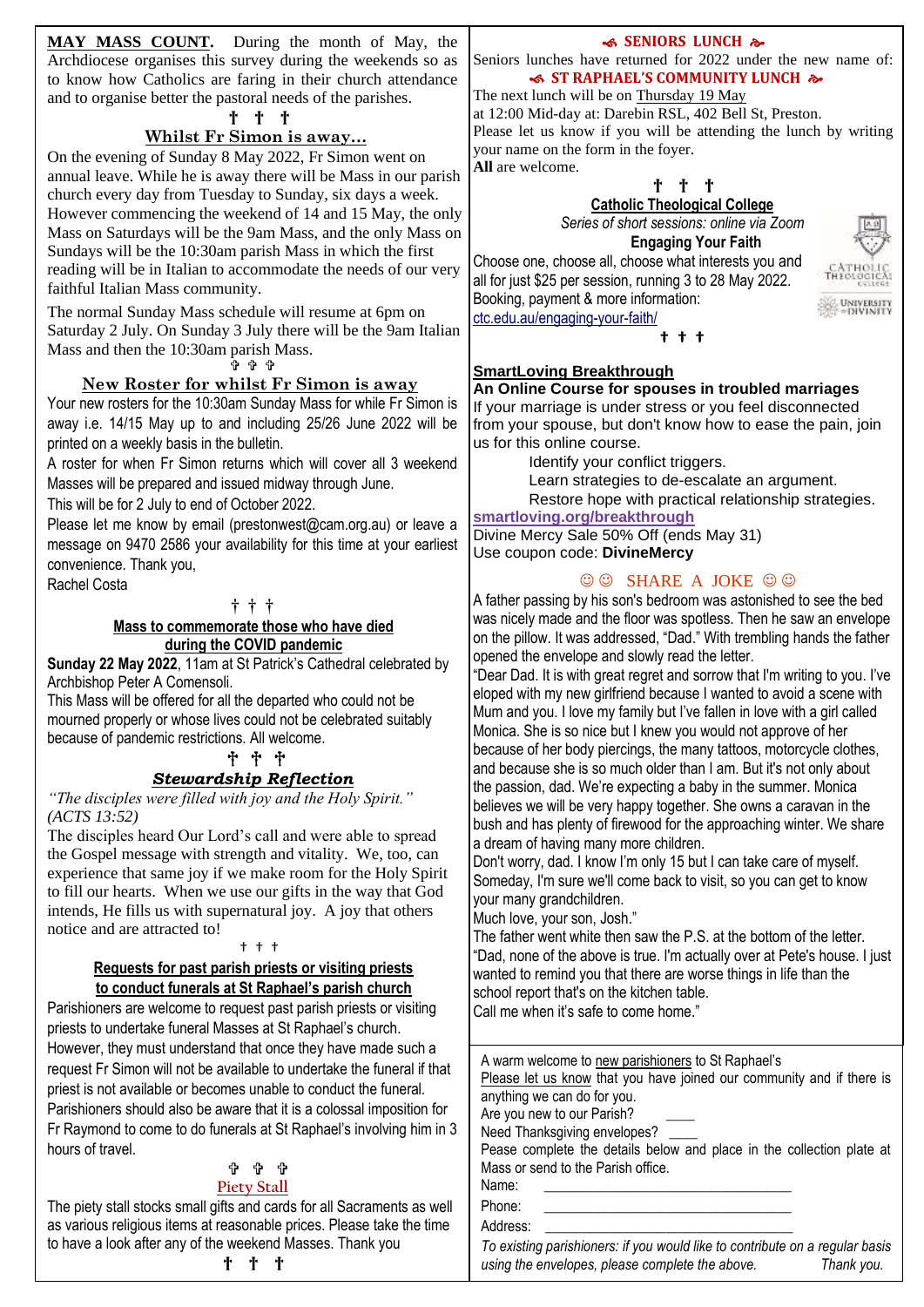**MAY MASS COUNT.** During the month of May, the Archdiocese organises this survey during the weekends so as to know how Catholics are faring in their church attendance and to organise better the pastoral needs of the parishes.

† † †

## Whilst Fr Simon is away…

On the evening of Sunday 8 May 2022, Fr Simon went on annual leave. While he is away there will be Mass in our parish church every day from Tuesday to Sunday, six days a week. However commencing the weekend of 14 and 15 May, the only Mass on Saturdays will be the 9am Mass, and the only Mass on Sundays will be the 10:30am parish Mass in which the first reading will be in Italian to accommodate the needs of our very faithful Italian Mass community.

The normal Sunday Mass schedule will resume at 6pm on Saturday 2 July. On Sunday 3 July there will be the 9am Italian Mass and then the 10:30am parish Mass.

† † †

## New Roster for whilst Fr Simon is away

Your new rosters for the 10:30am Sunday Mass for while Fr Simon is away i.e. 14/15 May up to and including 25/26 June 2022 will be printed on a weekly basis in the bulletin.

A roster for when Fr Simon returns which will cover all 3 weekend Masses will be prepared and issued midway through June.

This will be for 2 July to end of October 2022.

Please let me know by email (prestonwest@cam.org.au) or leave a message on 9470 2586 your availability for this time at your earliest convenience. Thank you,

Rachel Costa

† † †

## Mass to commemorate those who have died during the COVID pandemic

**Sunday 22 May 2022**, 11am at St Patrick's Cathedral celebrated by Archbishop Peter A Comensoli.

This Mass will be offered for all the departed who could not be mourned properly or whose lives could not be celebrated suitably because of pandemic restrictions. All welcome.

† † †

## *Stewardship Reflection*

*"The disciples were filled with joy and the Holy Spirit." (ACTS 13:52)*

The disciples heard Our Lord's call and were able to spread the Gospel message with strength and vitality. We, too, can experience that same joy if we make room for the Holy Spirit to fill our hearts. When we use our gifts in the way that God intends, He fills us with supernatural joy. A joy that others notice and are attracted to!

† † †

## Requests for past parish priests or visiting priests to conduct funerals at St Raphael's parish church

Parishioners are welcome to request past parish priests or visiting priests to undertake funeral Masses at St Raphael's church. However, they must understand that once they have made such a request Fr Simon will not be available to undertake the funeral if that priest is not available or becomes unable to conduct the funeral. Parishioners should also be aware that it is a colossal imposition for Fr Raymond to come to do funerals at St Raphael's involving him in 3 hours of travel.

† † †

## Piety Stall

The piety stall stocks small gifts and cards for all Sacraments as well as various religious items at reasonable prices. Please take the time to have a look after any of the weekend Masses. Thank you

† † †

## SENIORS LUNCH

Seniors lunches have returned for 2022 under the new name of:

**ST RAPHAEL'S COMMUNITY LUNCH**

The next lunch will be on Thursday 19 May at 12:00 Mid-day at: Darebin RSL, 402 Bell St, Preston.

Please let us know if you will be attending the lunch by writing your name on the form in the foyer.

**All** are welcome.

† † †

## Catholic Theological College

*Series of short sessions: online via Zoom*

**Engaging Your Faith**

Choose one, choose all, choose what interests you and all for just $25 per session, running 3 to 28 May 2022.
Booking, payment & more information:
ctc.edu.au/engaging-your-faith/

† † †

## SmartLoving Breakthrough

**An Online Course for spouses in troubled marriages**

If your marriage is under stress or you feel disconnected from your spouse, but don't know how to ease the pain, join us for this online course.

- Identify your conflict triggers.
- Learn strategies to de-escalate an argument.
- Restore hope with practical relationship strategies.

**smartloving.org/breakthrough**

Divine Mercy Sale 50% Off (ends May 31)
Use coupon code: **DivineMercy**

## ☺☺ SHARE A JOKE ☺☺

A father passing by his son's bedroom was astonished to see the bed was nicely made and the floor was spotless. Then he saw an envelope on the pillow. It was addressed, "Dad." With trembling hands the father opened the envelope and slowly read the letter.

"Dear Dad. It is with great regret and sorrow that I'm writing to you. I've eloped with my new girlfriend because I wanted to avoid a scene with Mum and you. I love my family but I've fallen in love with a girl called Monica. She is so nice but I knew you would not approve of her because of her body piercings, the many tattoos, motorcycle clothes, and because she is so much older than I am. But it's not only about the passion, dad. We're expecting a baby in the summer. Monica believes we will be very happy together. She owns a caravan in the bush and has plenty of firewood for the approaching winter. We share a dream of having many more children.

Don't worry, dad. I know I'm only 15 but I can take care of myself. Someday, I'm sure we'll come back to visit, so you can get to know your many grandchildren.

Much love, your son, Josh."

The father went white then saw the P.S. at the bottom of the letter. "Dad, none of the above is true. I'm actually over at Pete's house. I just wanted to remind you that there are worse things in life than the school report that's on the kitchen table.

Call me when it's safe to come home."

---

A warm welcome to new parishioners to St Raphael's

Please let us know that you have joined our community and if there is anything we can do for you.

Are you new to our Parish? ____

Need Thanksgiving envelopes? ____

Pease complete the details below and place in the collection plate at Mass or send to the Parish office.

Name: ______________________________

Phone: ______________________________

Address: ______________________________

*To existing parishioners: if you would like to contribute on a regular basis using the envelopes, please complete the above. Thank you.*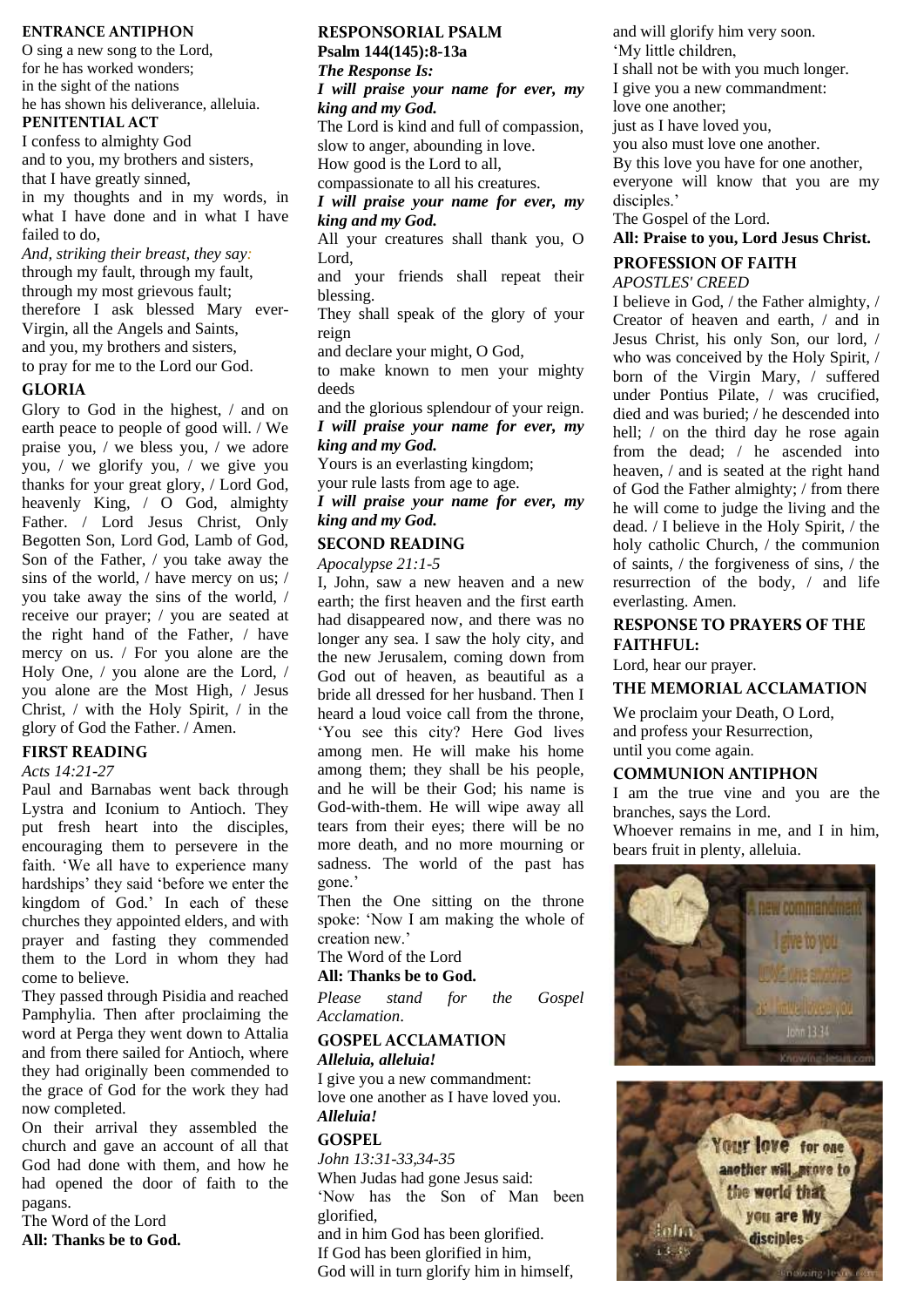## ENTRANCE ANTIPHON

O sing a new song to the Lord,
for he has worked wonders;
in the sight of the nations
he has shown his deliverance, alleluia.

## PENITENTIAL ACT

I confess to almighty God
and to you, my brothers and sisters,
that I have greatly sinned,
in my thoughts and in my words, in what I have done and in what I have failed to do,

*And, striking their breast, they say:*

through my fault, through my fault,
through my most grievous fault;
therefore I ask blessed Mary ever-Virgin, all the Angels and Saints,
and you, my brothers and sisters,
to pray for me to the Lord our God.

## GLORIA

Glory to God in the highest, / and on earth peace to people of good will. / We praise you, / we bless you, / we adore you, / we glorify you, / we give you thanks for your great glory, / Lord God, heavenly King, / O God, almighty Father. / Lord Jesus Christ, Only Begotten Son, Lord God, Lamb of God, Son of the Father, / you take away the sins of the world, / have mercy on us; / you take away the sins of the world, / receive our prayer; / you are seated at the right hand of the Father, / have mercy on us. / For you alone are the Holy One, / you alone are the Lord, / you alone are the Most High, / Jesus Christ, / with the Holy Spirit, / in the glory of God the Father. / Amen.

## FIRST READING

*Acts 14:21-27*

Paul and Barnabas went back through Lystra and Iconium to Antioch. They put fresh heart into the disciples, encouraging them to persevere in the faith. 'We all have to experience many hardships' they said 'before we enter the kingdom of God.' In each of these churches they appointed elders, and with prayer and fasting they commended them to the Lord in whom they had come to believe.

They passed through Pisidia and reached Pamphylia. Then after proclaiming the word at Perga they went down to Attalia and from there sailed for Antioch, where they had originally been commended to the grace of God for the work they had now completed.

On their arrival they assembled the church and gave an account of all that God had done with them, and how he had opened the door of faith to the pagans.

The Word of the Lord
**All: Thanks be to God.**

## RESPONSORIAL PSALM

**Psalm 144(145):8-13a**

***The Response Is:***

***I will praise your name for ever, my king and my God.***

The Lord is kind and full of compassion,
slow to anger, abounding in love.
How good is the Lord to all,
compassionate to all his creatures.

***I will praise your name for ever, my king and my God.***

All your creatures shall thank you, O Lord,
and your friends shall repeat their blessing.
They shall speak of the glory of your reign
and declare your might, O God,
to make known to men your mighty deeds
and the glorious splendour of your reign.

***I will praise your name for ever, my king and my God.***

Yours is an everlasting kingdom;
your rule lasts from age to age.

***I will praise your name for ever, my king and my God.***

## SECOND READING

*Apocalypse 21:1-5*

I, John, saw a new heaven and a new earth; the first heaven and the first earth had disappeared now, and there was no longer any sea. I saw the holy city, and the new Jerusalem, coming down from God out of heaven, as beautiful as a bride all dressed for her husband. Then I heard a loud voice call from the throne, 'You see this city? Here God lives among men. He will make his home among them; they shall be his people, and he will be their God; his name is God-with-them. He will wipe away all tears from their eyes; there will be no more death, and no more mourning or sadness. The world of the past has gone.'

Then the One sitting on the throne spoke: 'Now I am making the whole of creation new.'

The Word of the Lord
**All: Thanks be to God.**

*Please stand for the Gospel Acclamation.*

## GOSPEL ACCLAMATION

***Alleluia, alleluia!***

I give you a new commandment:
love one another as I have loved you.

***Alleluia!***

## GOSPEL

*John 13:31-33,34-35*

When Judas had gone Jesus said:
'Now has the Son of Man been glorified,
and in him God has been glorified.
If God has been glorified in him,
God will in turn glorify him in himself,
and will glorify him very soon.
'My little children,
I shall not be with you much longer.
I give you a new commandment:
love one another;
just as I have loved you,
you also must love one another.
By this love you have for one another,
everyone will know that you are my disciples.'

The Gospel of the Lord.
**All: Praise to you, Lord Jesus Christ.**

## PROFESSION OF FAITH

*APOSTLES' CREED*

I believe in God, / the Father almighty, / Creator of heaven and earth, / and in Jesus Christ, his only Son, our lord, / who was conceived by the Holy Spirit, / born of the Virgin Mary, / suffered under Pontius Pilate, / was crucified, died and was buried; / he descended into hell; / on the third day he rose again from the dead; / he ascended into heaven, / and is seated at the right hand of God the Father almighty; / from there he will come to judge the living and the dead. / I believe in the Holy Spirit, / the holy catholic Church, / the communion of saints, / the forgiveness of sins, / the resurrection of the body, / and life everlasting. Amen.

## RESPONSE TO PRAYERS OF THE FAITHFUL:

Lord, hear our prayer.

## THE MEMORIAL ACCLAMATION

We proclaim your Death, O Lord,
and profess your Resurrection,
until you come again.

## COMMUNION ANTIPHON

I am the true vine and you are the branches, says the Lord.
Whoever remains in me, and I in him, bears fruit in plenty, alleluia.